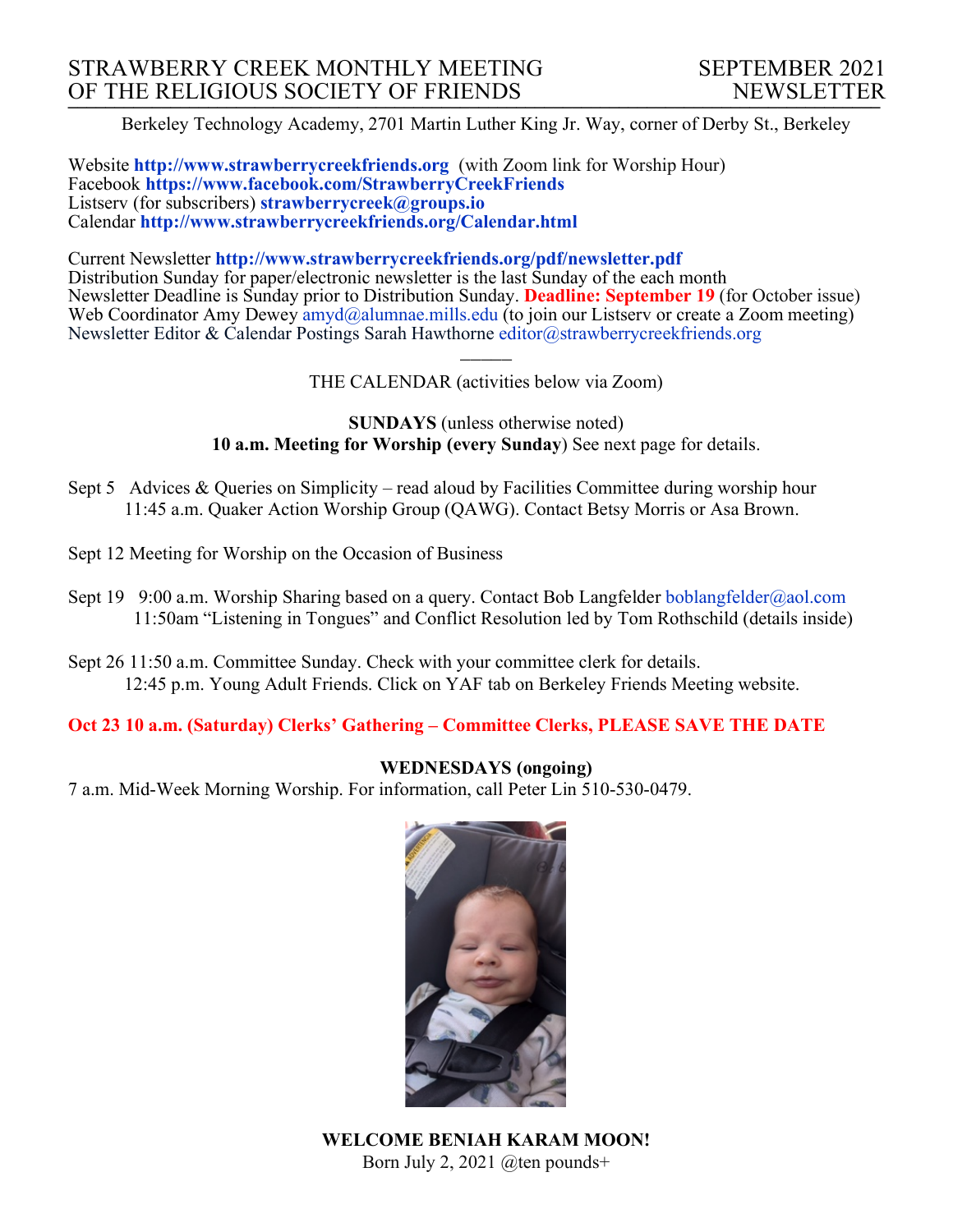# STRAWBERRY CREEK MONTHLY MEETING OF THE RELIGIOUS SOCIETY OF FRIENDS

**SEPTEMBER 2021 NEWSLETTER**

Berkeley Technology Academy, 2701 Martin Luther King Jr. Way, corner of Derby St., Berkeley

Website **http://www.strawberrycreekfriends.org** (with Zoom link for Worship Hour)
Facebook **https://www.facebook.com/StrawberryCreekFriends**
Listserv (for subscribers) **strawberrycreek@groups.io**
Calendar **http://www.strawberrycreekfriends.org/Calendar.html**

Current Newsletter **http://www.strawberrycreekfriends.org/pdf/newsletter.pdf**
Distribution Sunday for paper/electronic newsletter is the last Sunday of the each month
Newsletter Deadline is Sunday prior to Distribution Sunday. **Deadline: September 19** (for October issue)
Web Coordinator Amy Dewey amyd@alumnae.mills.edu (to join our Listserv or create a Zoom meeting)
Newsletter Editor & Calendar Postings Sarah Hawthorne editor@strawberrycreekfriends.org

---

THE CALENDAR (activities below via Zoom)

**SUNDAYS** (unless otherwise noted)
**10 a.m. Meeting for Worship (every Sunday**) See next page for details.

Sept 5 Advices & Queries on Simplicity – read aloud by Facilities Committee during worship hour
11:45 a.m. Quaker Action Worship Group (QAWG). Contact Betsy Morris or Asa Brown.

Sept 12 Meeting for Worship on the Occasion of Business

Sept 19 9:00 a.m. Worship Sharing based on a query. Contact Bob Langfelder boblangfelder@aol.com
11:50am "Listening in Tongues" and Conflict Resolution led by Tom Rothschild (details inside)

Sept 26 11:50 a.m. Committee Sunday. Check with your committee clerk for details.
12:45 p.m. Young Adult Friends. Click on YAF tab on Berkeley Friends Meeting website.

**Oct 23 10 a.m. (Saturday) Clerks' Gathering – Committee Clerks, PLEASE SAVE THE DATE**

**WEDNESDAYS (ongoing)**
7 a.m. Mid-Week Morning Worship. For information, call Peter Lin 510-530-0479.

**WELCOME BENIAH KARAM MOON!**
Born July 2, 2021 @ten pounds+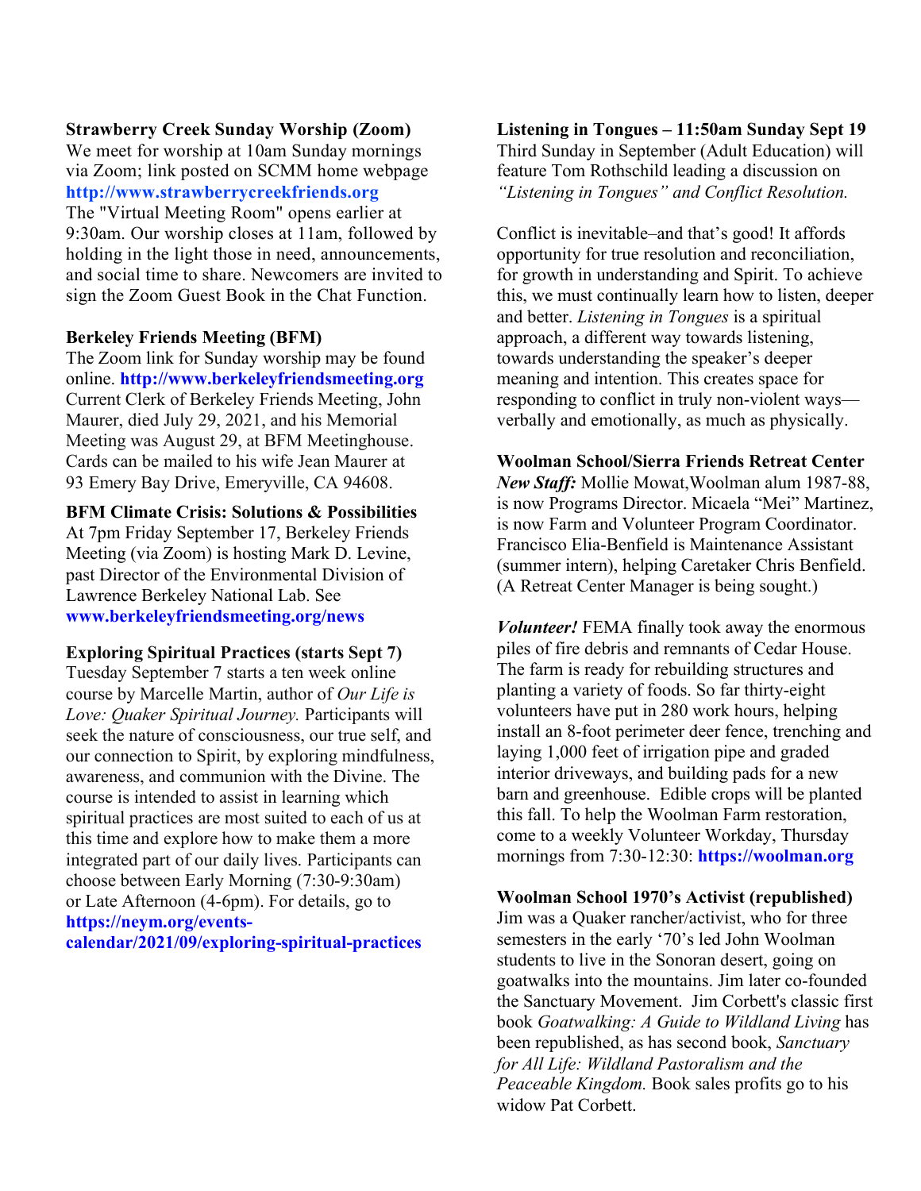**Strawberry Creek Sunday Worship (Zoom)**
We meet for worship at 10am Sunday mornings via Zoom; link posted on SCMM home webpage **http://www.strawberrycreekfriends.org**
The "Virtual Meeting Room" opens earlier at 9:30am. Our worship closes at 11am, followed by holding in the light those in need, announcements, and social time to share. Newcomers are invited to sign the Zoom Guest Book in the Chat Function.

**Berkeley Friends Meeting (BFM)**
The Zoom link for Sunday worship may be found online. **http://www.berkeleyfriendsmeeting.org**
Current Clerk of Berkeley Friends Meeting, John Maurer, died July 29, 2021, and his Memorial Meeting was August 29, at BFM Meetinghouse. Cards can be mailed to his wife Jean Maurer at 93 Emery Bay Drive, Emeryville, CA 94608.

**BFM Climate Crisis: Solutions & Possibilities**
At 7pm Friday September 17, Berkeley Friends Meeting (via Zoom) is hosting Mark D. Levine, past Director of the Environmental Division of Lawrence Berkeley National Lab. See **www.berkeleyfriendsmeeting.org/news**

**Exploring Spiritual Practices (starts Sept 7)**
Tuesday September 7 starts a ten week online course by Marcelle Martin, author of *Our Life is Love: Quaker Spiritual Journey.* Participants will seek the nature of consciousness, our true self, and our connection to Spirit, by exploring mindfulness, awareness, and communion with the Divine. The course is intended to assist in learning which spiritual practices are most suited to each of us at this time and explore how to make them a more integrated part of our daily lives. Participants can choose between Early Morning (7:30-9:30am) or Late Afternoon (4-6pm). For details, go to **https://neym.org/events-calendar/2021/09/exploring-spiritual-practices**

**Listening in Tongues – 11:50am Sunday Sept 19**
Third Sunday in September (Adult Education) will feature Tom Rothschild leading a discussion on *"Listening in Tongues" and Conflict Resolution.*

Conflict is inevitable–and that's good! It affords opportunity for true resolution and reconciliation, for growth in understanding and Spirit. To achieve this, we must continually learn how to listen, deeper and better. *Listening in Tongues* is a spiritual approach, a different way towards listening, towards understanding the speaker's deeper meaning and intention. This creates space for responding to conflict in truly non-violent ways—verbally and emotionally, as much as physically.

**Woolman School/Sierra Friends Retreat Center**
***New Staff:*** Mollie Mowat,Woolman alum 1987-88, is now Programs Director. Micaela "Mei" Martinez, is now Farm and Volunteer Program Coordinator. Francisco Elia-Benfield is Maintenance Assistant (summer intern), helping Caretaker Chris Benfield. (A Retreat Center Manager is being sought.)

***Volunteer!*** FEMA finally took away the enormous piles of fire debris and remnants of Cedar House. The farm is ready for rebuilding structures and planting a variety of foods. So far thirty-eight volunteers have put in 280 work hours, helping install an 8-foot perimeter deer fence, trenching and laying 1,000 feet of irrigation pipe and graded interior driveways, and building pads for a new barn and greenhouse. Edible crops will be planted this fall. To help the Woolman Farm restoration, come to a weekly Volunteer Workday, Thursday mornings from 7:30-12:30: **https://woolman.org**

**Woolman School 1970's Activist (republished)**
Jim was a Quaker rancher/activist, who for three semesters in the early '70's led John Woolman students to live in the Sonoran desert, going on goatwalks into the mountains. Jim later co-founded the Sanctuary Movement. Jim Corbett's classic first book *Goatwalking: A Guide to Wildland Living* has been republished, as has second book, *Sanctuary for All Life: Wildland Pastoralism and the Peaceable Kingdom.* Book sales profits go to his widow Pat Corbett.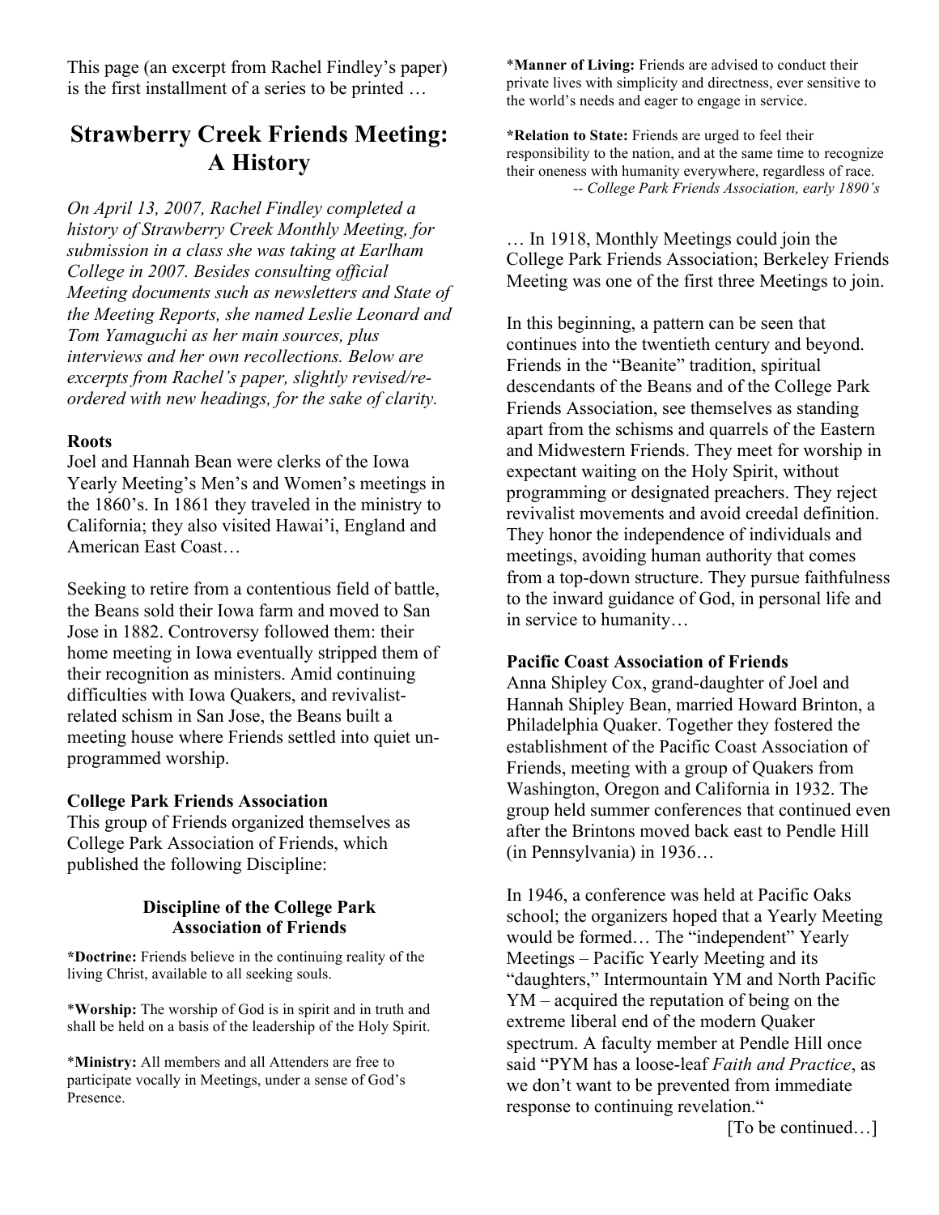This page (an excerpt from Rachel Findley's paper) is the first installment of a series to be printed …

# Strawberry Creek Friends Meeting: A History

*On April 13, 2007, Rachel Findley completed a history of Strawberry Creek Monthly Meeting, for submission in a class she was taking at Earlham College in 2007. Besides consulting official Meeting documents such as newsletters and State of the Meeting Reports, she named Leslie Leonard and Tom Yamaguchi as her main sources, plus interviews and her own recollections. Below are excerpts from Rachel's paper, slightly revised/re-ordered with new headings, for the sake of clarity.*

**Roots**

Joel and Hannah Bean were clerks of the Iowa Yearly Meeting's Men's and Women's meetings in the 1860's. In 1861 they traveled in the ministry to California; they also visited Hawai'i, England and American East Coast…

Seeking to retire from a contentious field of battle, the Beans sold their Iowa farm and moved to San Jose in 1882. Controversy followed them: their home meeting in Iowa eventually stripped them of their recognition as ministers. Amid continuing difficulties with Iowa Quakers, and revivalist-related schism in San Jose, the Beans built a meeting house where Friends settled into quiet un-programmed worship.

**College Park Friends Association**

This group of Friends organized themselves as College Park Association of Friends, which published the following Discipline:

**Discipline of the College Park Association of Friends**

***Doctrine:** Friends believe in the continuing reality of the living Christ, available to all seeking souls.

*__Worship:__ The worship of God is in spirit and in truth and shall be held on a basis of the leadership of the Holy Spirit.

*__Ministry:__ All members and all Attenders are free to participate vocally in Meetings, under a sense of God's Presence.

*__Manner of Living:__ Friends are advised to conduct their private lives with simplicity and directness, ever sensitive to the world's needs and eager to engage in service.

***Relation to State:** Friends are urged to feel their responsibility to the nation, and at the same time to recognize their oneness with humanity everywhere, regardless of race.
*-- College Park Friends Association, early 1890's*

… In 1918, Monthly Meetings could join the College Park Friends Association; Berkeley Friends Meeting was one of the first three Meetings to join.

In this beginning, a pattern can be seen that continues into the twentieth century and beyond. Friends in the "Beanite" tradition, spiritual descendants of the Beans and of the College Park Friends Association, see themselves as standing apart from the schisms and quarrels of the Eastern and Midwestern Friends. They meet for worship in expectant waiting on the Holy Spirit, without programming or designated preachers. They reject revivalist movements and avoid creedal definition. They honor the independence of individuals and meetings, avoiding human authority that comes from a top-down structure. They pursue faithfulness to the inward guidance of God, in personal life and in service to humanity…

**Pacific Coast Association of Friends**

Anna Shipley Cox, grand-daughter of Joel and Hannah Shipley Bean, married Howard Brinton, a Philadelphia Quaker. Together they fostered the establishment of the Pacific Coast Association of Friends, meeting with a group of Quakers from Washington, Oregon and California in 1932. The group held summer conferences that continued even after the Brintons moved back east to Pendle Hill (in Pennsylvania) in 1936…

In 1946, a conference was held at Pacific Oaks school; the organizers hoped that a Yearly Meeting would be formed… The "independent" Yearly Meetings – Pacific Yearly Meeting and its "daughters," Intermountain YM and North Pacific YM – acquired the reputation of being on the extreme liberal end of the modern Quaker spectrum. A faculty member at Pendle Hill once said "PYM has a loose-leaf *Faith and Practice*, as we don't want to be prevented from immediate response to continuing revelation."

[To be continued…]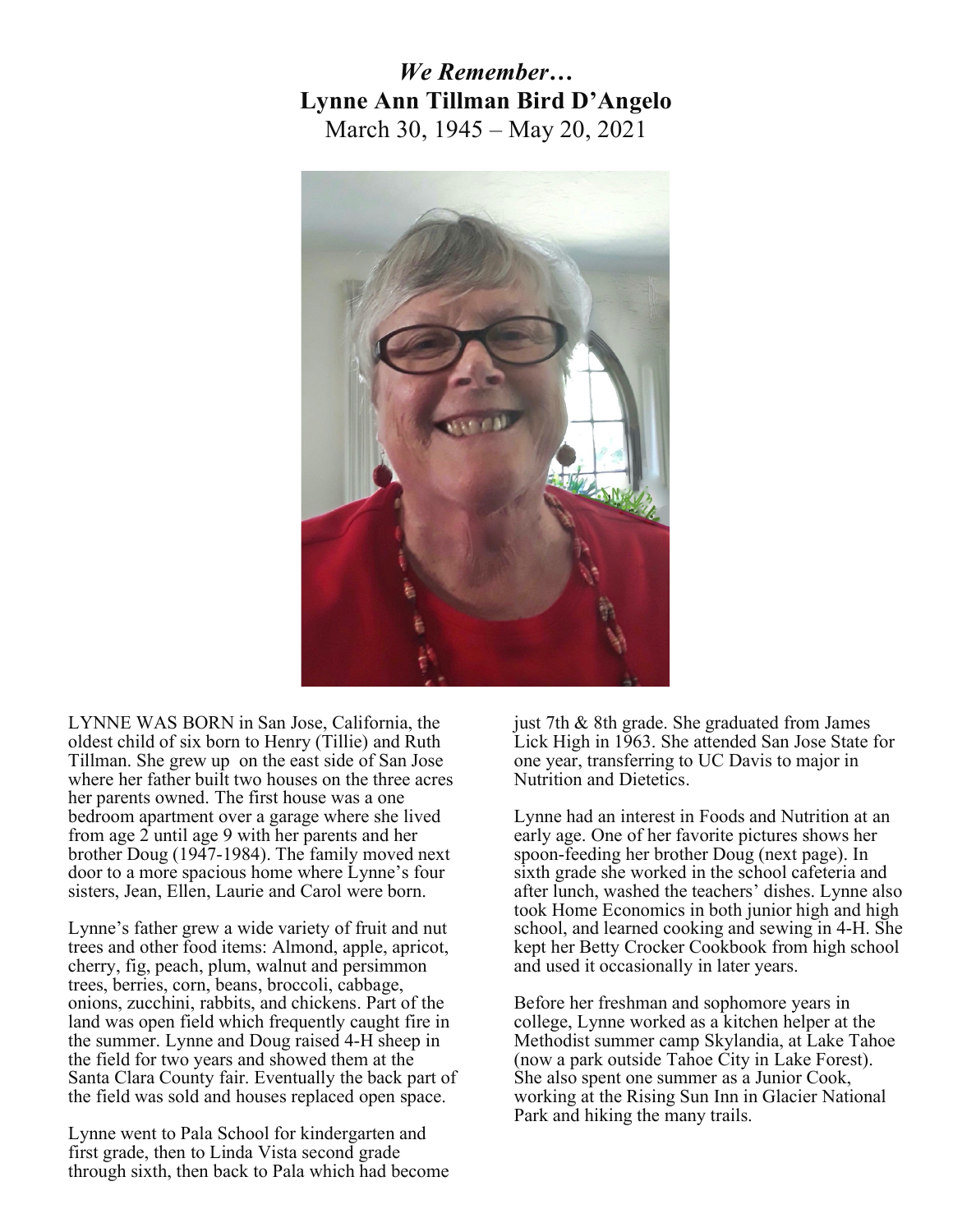*We Remember…*

**Lynne Ann Tillman Bird D'Angelo**

March 30, 1945 – May 20, 2021

LYNNE WAS BORN in San Jose, California, the oldest child of six born to Henry (Tillie) and Ruth Tillman. She grew up on the east side of San Jose where her father built two houses on the three acres her parents owned. The first house was a one bedroom apartment over a garage where she lived from age 2 until age 9 with her parents and her brother Doug (1947-1984). The family moved next door to a more spacious home where Lynne's four sisters, Jean, Ellen, Laurie and Carol were born.

Lynne's father grew a wide variety of fruit and nut trees and other food items: Almond, apple, apricot, cherry, fig, peach, plum, walnut and persimmon trees, berries, corn, beans, broccoli, cabbage, onions, zucchini, rabbits, and chickens. Part of the land was open field which frequently caught fire in the summer. Lynne and Doug raised 4-H sheep in the field for two years and showed them at the Santa Clara County fair. Eventually the back part of the field was sold and houses replaced open space.

Lynne went to Pala School for kindergarten and first grade, then to Linda Vista second grade through sixth, then back to Pala which had become just 7th & 8th grade. She graduated from James Lick High in 1963. She attended San Jose State for one year, transferring to UC Davis to major in Nutrition and Dietetics.

Lynne had an interest in Foods and Nutrition at an early age. One of her favorite pictures shows her spoon-feeding her brother Doug (next page). In sixth grade she worked in the school cafeteria and after lunch, washed the teachers' dishes. Lynne also took Home Economics in both junior high and high school, and learned cooking and sewing in 4-H. She kept her Betty Crocker Cookbook from high school and used it occasionally in later years.

Before her freshman and sophomore years in college, Lynne worked as a kitchen helper at the Methodist summer camp Skylandia, at Lake Tahoe (now a park outside Tahoe City in Lake Forest). She also spent one summer as a Junior Cook, working at the Rising Sun Inn in Glacier National Park and hiking the many trails.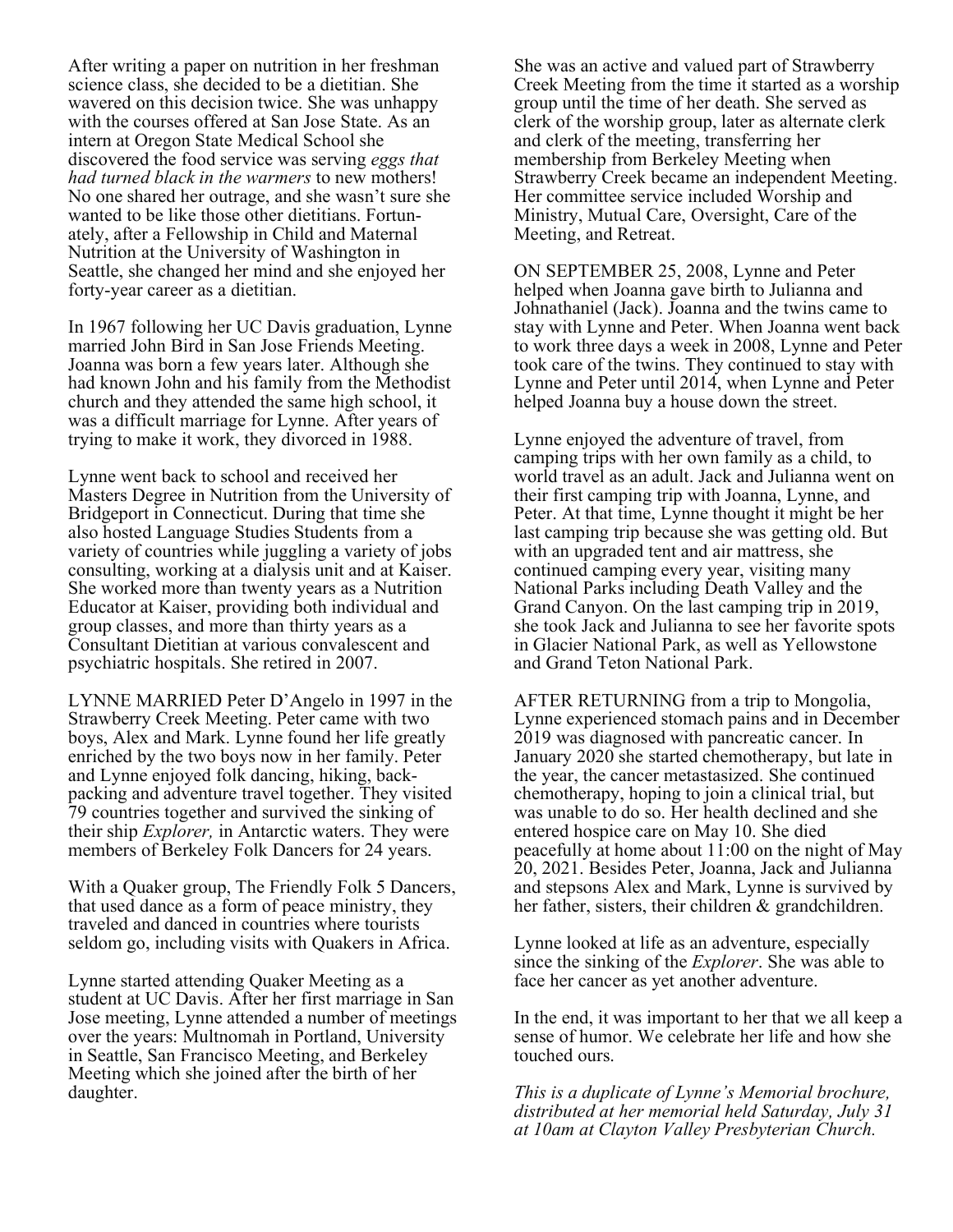After writing a paper on nutrition in her freshman science class, she decided to be a dietitian. She wavered on this decision twice. She was unhappy with the courses offered at San Jose State. As an intern at Oregon State Medical School she discovered the food service was serving *eggs that had turned black in the warmers* to new mothers! No one shared her outrage, and she wasn't sure she wanted to be like those other dietitians. Fortunately, after a Fellowship in Child and Maternal Nutrition at the University of Washington in Seattle, she changed her mind and she enjoyed her forty-year career as a dietitian.

In 1967 following her UC Davis graduation, Lynne married John Bird in San Jose Friends Meeting. Joanna was born a few years later. Although she had known John and his family from the Methodist church and they attended the same high school, it was a difficult marriage for Lynne. After years of trying to make it work, they divorced in 1988.

Lynne went back to school and received her Masters Degree in Nutrition from the University of Bridgeport in Connecticut. During that time she also hosted Language Studies Students from a variety of countries while juggling a variety of jobs consulting, working at a dialysis unit and at Kaiser. She worked more than twenty years as a Nutrition Educator at Kaiser, providing both individual and group classes, and more than thirty years as a Consultant Dietitian at various convalescent and psychiatric hospitals. She retired in 2007.

LYNNE MARRIED Peter D'Angelo in 1997 in the Strawberry Creek Meeting. Peter came with two boys, Alex and Mark. Lynne found her life greatly enriched by the two boys now in her family. Peter and Lynne enjoyed folk dancing, hiking, backpacking and adventure travel together. They visited 79 countries together and survived the sinking of their ship *Explorer,* in Antarctic waters. They were members of Berkeley Folk Dancers for 24 years.

With a Quaker group, The Friendly Folk 5 Dancers, that used dance as a form of peace ministry, they traveled and danced in countries where tourists seldom go, including visits with Quakers in Africa.

Lynne started attending Quaker Meeting as a student at UC Davis. After her first marriage in San Jose meeting, Lynne attended a number of meetings over the years: Multnomah in Portland, University in Seattle, San Francisco Meeting, and Berkeley Meeting which she joined after the birth of her daughter.

She was an active and valued part of Strawberry Creek Meeting from the time it started as a worship group until the time of her death. She served as clerk of the worship group, later as alternate clerk and clerk of the meeting, transferring her membership from Berkeley Meeting when Strawberry Creek became an independent Meeting. Her committee service included Worship and Ministry, Mutual Care, Oversight, Care of the Meeting, and Retreat.

ON SEPTEMBER 25, 2008, Lynne and Peter helped when Joanna gave birth to Julianna and Johnathaniel (Jack). Joanna and the twins came to stay with Lynne and Peter. When Joanna went back to work three days a week in 2008, Lynne and Peter took care of the twins. They continued to stay with Lynne and Peter until 2014, when Lynne and Peter helped Joanna buy a house down the street.

Lynne enjoyed the adventure of travel, from camping trips with her own family as a child, to world travel as an adult. Jack and Julianna went on their first camping trip with Joanna, Lynne, and Peter. At that time, Lynne thought it might be her last camping trip because she was getting old. But with an upgraded tent and air mattress, she continued camping every year, visiting many National Parks including Death Valley and the Grand Canyon. On the last camping trip in 2019, she took Jack and Julianna to see her favorite spots in Glacier National Park, as well as Yellowstone and Grand Teton National Park.

AFTER RETURNING from a trip to Mongolia, Lynne experienced stomach pains and in December 2019 was diagnosed with pancreatic cancer. In January 2020 she started chemotherapy, but late in the year, the cancer metastasized. She continued chemotherapy, hoping to join a clinical trial, but was unable to do so. Her health declined and she entered hospice care on May 10. She died peacefully at home about 11:00 on the night of May 20, 2021. Besides Peter, Joanna, Jack and Julianna and stepsons Alex and Mark, Lynne is survived by her father, sisters, their children & grandchildren.

Lynne looked at life as an adventure, especially since the sinking of the *Explorer*. She was able to face her cancer as yet another adventure.

In the end, it was important to her that we all keep a sense of humor. We celebrate her life and how she touched ours.

*This is a duplicate of Lynne's Memorial brochure, distributed at her memorial held Saturday, July 31 at 10am at Clayton Valley Presbyterian Church.*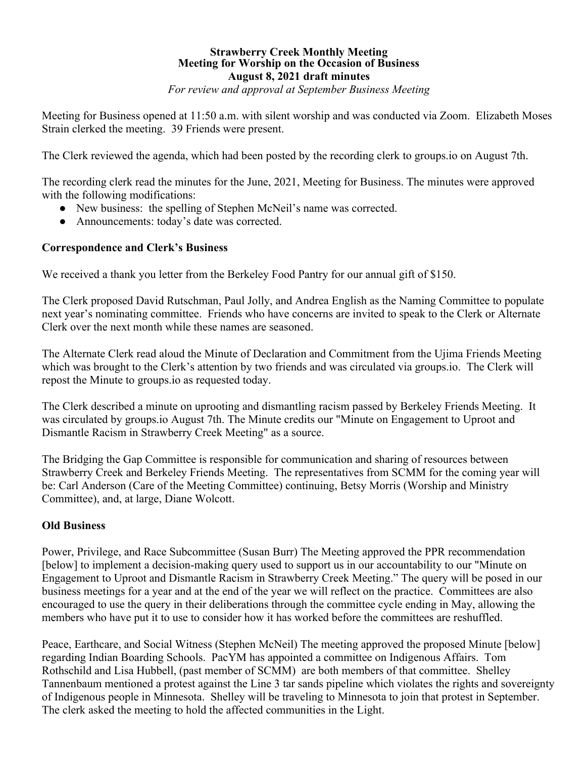**Strawberry Creek Monthly Meeting**
**Meeting for Worship on the Occasion of Business**
**August 8, 2021 draft minutes**
*For review and approval at September Business Meeting*

Meeting for Business opened at 11:50 a.m. with silent worship and was conducted via Zoom. Elizabeth Moses Strain clerked the meeting. 39 Friends were present.

The Clerk reviewed the agenda, which had been posted by the recording clerk to groups.io on August 7th.

The recording clerk read the minutes for the June, 2021, Meeting for Business. The minutes were approved with the following modifications:

- New business: the spelling of Stephen McNeil's name was corrected.
- Announcements: today's date was corrected.

### Correspondence and Clerk's Business

We received a thank you letter from the Berkeley Food Pantry for our annual gift of $150.

The Clerk proposed David Rutschman, Paul Jolly, and Andrea English as the Naming Committee to populate next year's nominating committee. Friends who have concerns are invited to speak to the Clerk or Alternate Clerk over the next month while these names are seasoned.

The Alternate Clerk read aloud the Minute of Declaration and Commitment from the Ujima Friends Meeting which was brought to the Clerk's attention by two friends and was circulated via groups.io. The Clerk will repost the Minute to groups.io as requested today.

The Clerk described a minute on uprooting and dismantling racism passed by Berkeley Friends Meeting. It was circulated by groups.io August 7th. The Minute credits our "Minute on Engagement to Uproot and Dismantle Racism in Strawberry Creek Meeting" as a source.

The Bridging the Gap Committee is responsible for communication and sharing of resources between Strawberry Creek and Berkeley Friends Meeting. The representatives from SCMM for the coming year will be: Carl Anderson (Care of the Meeting Committee) continuing, Betsy Morris (Worship and Ministry Committee), and, at large, Diane Wolcott.

### Old Business

Power, Privilege, and Race Subcommittee (Susan Burr) The Meeting approved the PPR recommendation [below] to implement a decision-making query used to support us in our accountability to our "Minute on Engagement to Uproot and Dismantle Racism in Strawberry Creek Meeting." The query will be posed in our business meetings for a year and at the end of the year we will reflect on the practice. Committees are also encouraged to use the query in their deliberations through the committee cycle ending in May, allowing the members who have put it to use to consider how it has worked before the committees are reshuffled.

Peace, Earthcare, and Social Witness (Stephen McNeil) The meeting approved the proposed Minute [below] regarding Indian Boarding Schools. PacYM has appointed a committee on Indigenous Affairs. Tom Rothschild and Lisa Hubbell, (past member of SCMM) are both members of that committee. Shelley Tannenbaum mentioned a protest against the Line 3 tar sands pipeline which violates the rights and sovereignty of Indigenous people in Minnesota. Shelley will be traveling to Minnesota to join that protest in September. The clerk asked the meeting to hold the affected communities in the Light.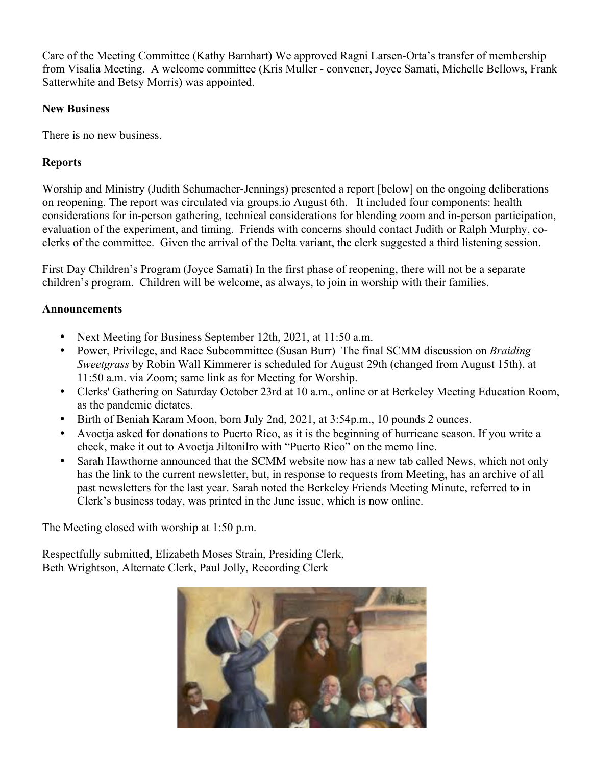Care of the Meeting Committee (Kathy Barnhart) We approved Ragni Larsen-Orta's transfer of membership from Visalia Meeting. A welcome committee (Kris Muller - convener, Joyce Samati, Michelle Bellows, Frank Satterwhite and Betsy Morris) was appointed.

**New Business**

There is no new business.

**Reports**

Worship and Ministry (Judith Schumacher-Jennings) presented a report [below] on the ongoing deliberations on reopening. The report was circulated via groups.io August 6th. It included four components: health considerations for in-person gathering, technical considerations for blending zoom and in-person participation, evaluation of the experiment, and timing. Friends with concerns should contact Judith or Ralph Murphy, co-clerks of the committee. Given the arrival of the Delta variant, the clerk suggested a third listening session.

First Day Children's Program (Joyce Samati) In the first phase of reopening, there will not be a separate children's program. Children will be welcome, as always, to join in worship with their families.

**Announcements**

- Next Meeting for Business September 12th, 2021, at 11:50 a.m.
- Power, Privilege, and Race Subcommittee (Susan Burr) The final SCMM discussion on *Braiding Sweetgrass* by Robin Wall Kimmerer is scheduled for August 29th (changed from August 15th), at 11:50 a.m. via Zoom; same link as for Meeting for Worship.
- Clerks' Gathering on Saturday October 23rd at 10 a.m., online or at Berkeley Meeting Education Room, as the pandemic dictates.
- Birth of Beniah Karam Moon, born July 2nd, 2021, at 3:54p.m., 10 pounds 2 ounces.
- Avoctja asked for donations to Puerto Rico, as it is the beginning of hurricane season. If you write a check, make it out to Avoctja Jiltonilro with "Puerto Rico" on the memo line.
- Sarah Hawthorne announced that the SCMM website now has a new tab called News, which not only has the link to the current newsletter, but, in response to requests from Meeting, has an archive of all past newsletters for the last year. Sarah noted the Berkeley Friends Meeting Minute, referred to in Clerk's business today, was printed in the June issue, which is now online.

The Meeting closed with worship at 1:50 p.m.

Respectfully submitted, Elizabeth Moses Strain, Presiding Clerk,
Beth Wrightson, Alternate Clerk, Paul Jolly, Recording Clerk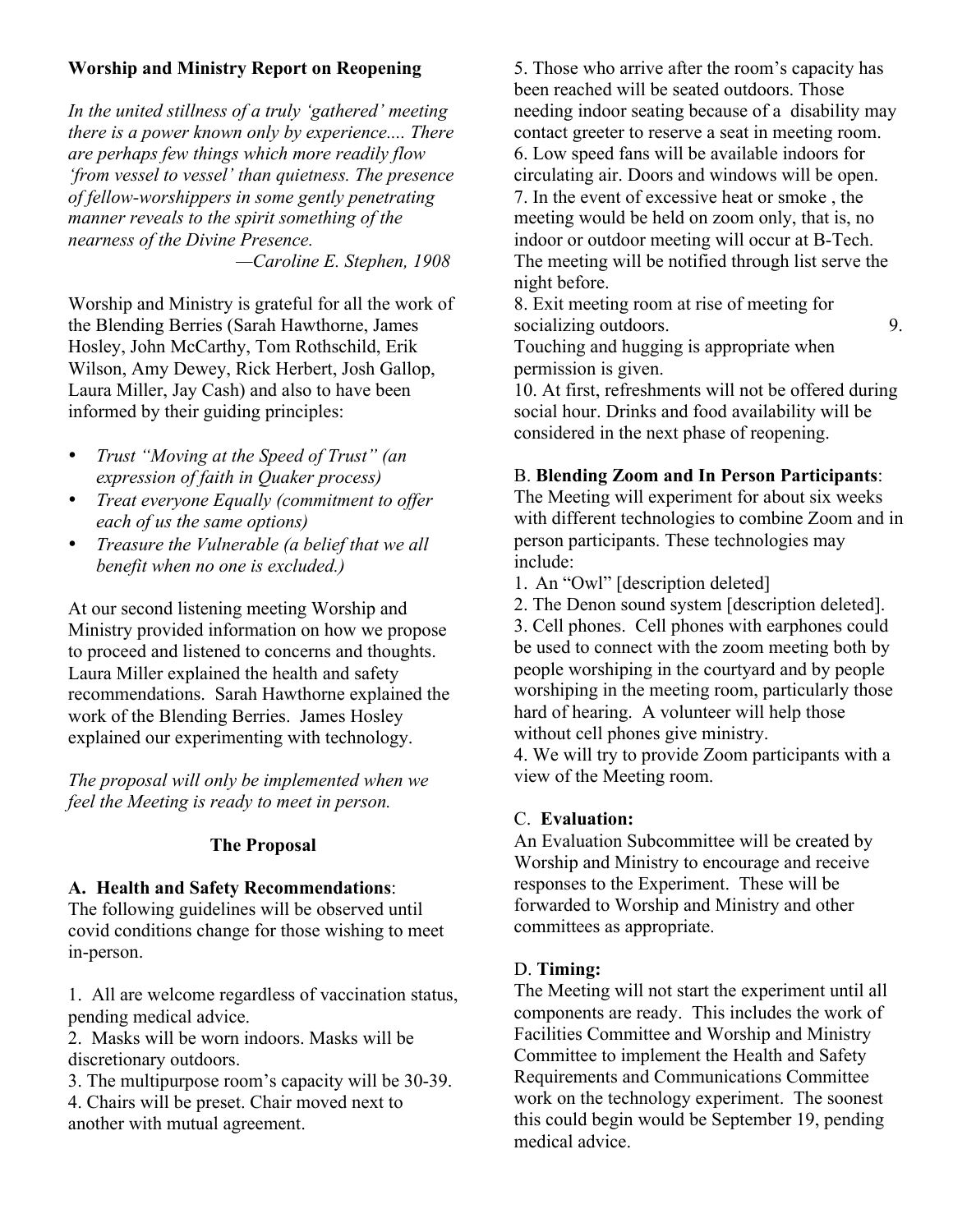**Worship and Ministry Report on Reopening**

*In the united stillness of a truly 'gathered' meeting there is a power known only by experience.... There are perhaps few things which more readily flow 'from vessel to vessel' than quietness. The presence of fellow-worshippers in some gently penetrating manner reveals to the spirit something of the nearness of the Divine Presence.*
*—Caroline E. Stephen, 1908*

Worship and Ministry is grateful for all the work of the Blending Berries (Sarah Hawthorne, James Hosley, John McCarthy, Tom Rothschild, Erik Wilson, Amy Dewey, Rick Herbert, Josh Gallop, Laura Miller, Jay Cash) and also to have been informed by their guiding principles:

- *Trust "Moving at the Speed of Trust" (an expression of faith in Quaker process)*
- *Treat everyone Equally (commitment to offer each of us the same options)*
- *Treasure the Vulnerable (a belief that we all benefit when no one is excluded.)*

At our second listening meeting Worship and Ministry provided information on how we propose to proceed and listened to concerns and thoughts. Laura Miller explained the health and safety recommendations. Sarah Hawthorne explained the work of the Blending Berries. James Hosley explained our experimenting with technology.

*The proposal will only be implemented when we feel the Meeting is ready to meet in person.*

**The Proposal**

**A. Health and Safety Recommendations**:
The following guidelines will be observed until covid conditions change for those wishing to meet in-person.

1. All are welcome regardless of vaccination status, pending medical advice.
2. Masks will be worn indoors. Masks will be discretionary outdoors.
3. The multipurpose room's capacity will be 30-39.
4. Chairs will be preset. Chair moved next to another with mutual agreement.
5. Those who arrive after the room's capacity has been reached will be seated outdoors. Those needing indoor seating because of a disability may contact greeter to reserve a seat in meeting room.
6. Low speed fans will be available indoors for circulating air. Doors and windows will be open.
7. In the event of excessive heat or smoke , the meeting would be held on zoom only, that is, no indoor or outdoor meeting will occur at B-Tech. The meeting will be notified through list serve the night before.
8. Exit meeting room at rise of meeting for socializing outdoors.
9. Touching and hugging is appropriate when permission is given.
10. At first, refreshments will not be offered during social hour. Drinks and food availability will be considered in the next phase of reopening.

B. **Blending Zoom and In Person Participants**:
The Meeting will experiment for about six weeks with different technologies to combine Zoom and in person participants. These technologies may include:

1. An "Owl" [description deleted]
2. The Denon sound system [description deleted].
3. Cell phones. Cell phones with earphones could be used to connect with the zoom meeting both by people worshiping in the courtyard and by people worshiping in the meeting room, particularly those hard of hearing. A volunteer will help those without cell phones give ministry.
4. We will try to provide Zoom participants with a view of the Meeting room.

C. **Evaluation:**
An Evaluation Subcommittee will be created by Worship and Ministry to encourage and receive responses to the Experiment. These will be forwarded to Worship and Ministry and other committees as appropriate.

D. **Timing:**
The Meeting will not start the experiment until all components are ready. This includes the work of Facilities Committee and Worship and Ministry Committee to implement the Health and Safety Requirements and Communications Committee work on the technology experiment. The soonest this could begin would be September 19, pending medical advice.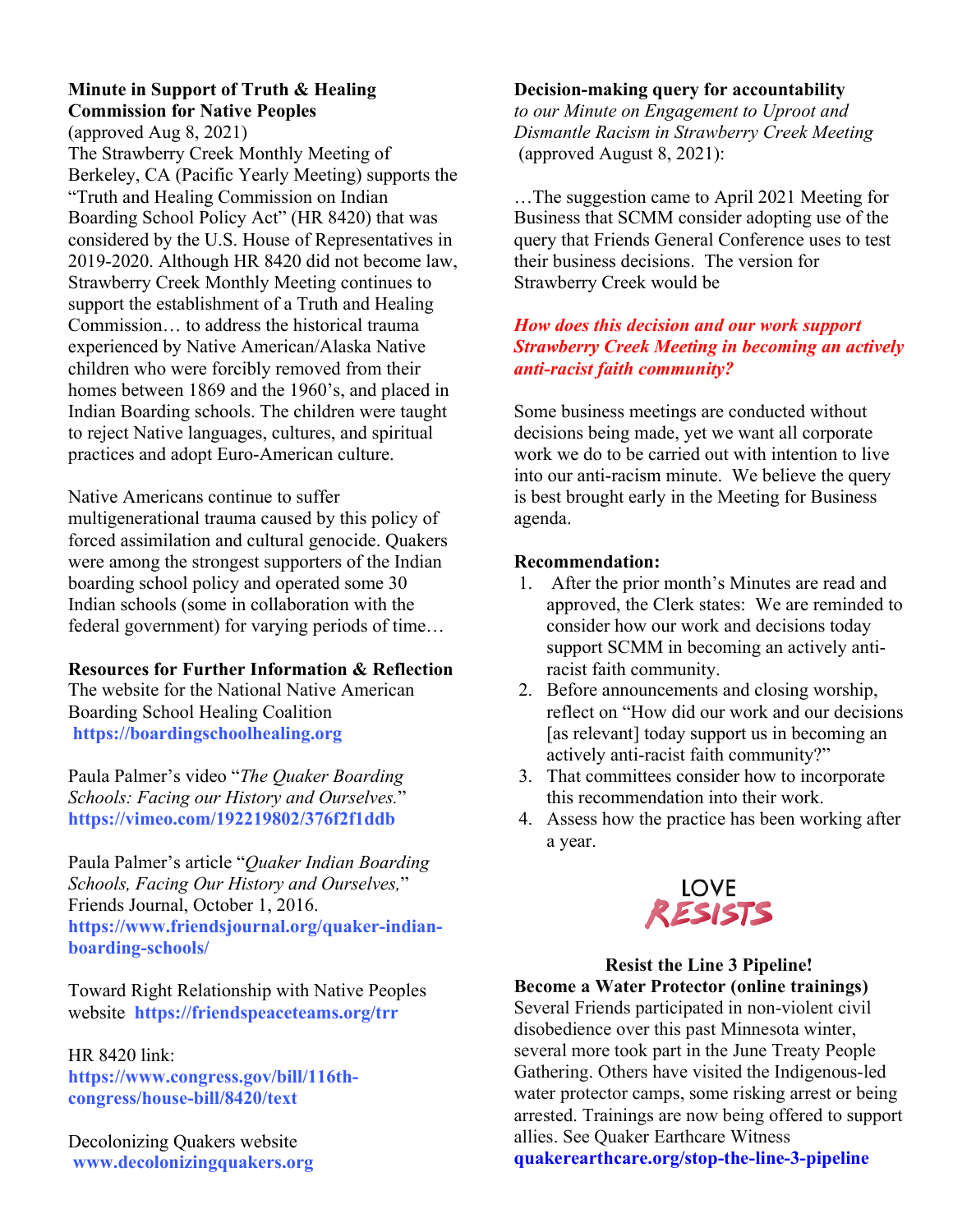**Minute in Support of Truth & Healing Commission for Native Peoples**

(approved Aug 8, 2021)

The Strawberry Creek Monthly Meeting of Berkeley, CA (Pacific Yearly Meeting) supports the "Truth and Healing Commission on Indian Boarding School Policy Act" (HR 8420) that was considered by the U.S. House of Representatives in 2019-2020. Although HR 8420 did not become law, Strawberry Creek Monthly Meeting continues to support the establishment of a Truth and Healing Commission… to address the historical trauma experienced by Native American/Alaska Native children who were forcibly removed from their homes between 1869 and the 1960's, and placed in Indian Boarding schools. The children were taught to reject Native languages, cultures, and spiritual practices and adopt Euro-American culture.

Native Americans continue to suffer multigenerational trauma caused by this policy of forced assimilation and cultural genocide. Quakers were among the strongest supporters of the Indian boarding school policy and operated some 30 Indian schools (some in collaboration with the federal government) for varying periods of time…

**Resources for Further Information & Reflection**

The website for the National Native American Boarding School Healing Coalition
**https://boardingschoolhealing.org**

Paula Palmer's video "*The Quaker Boarding Schools: Facing our History and Ourselves.*"
**https://vimeo.com/192219802/376f2f1ddb**

Paula Palmer's article "*Quaker Indian Boarding Schools, Facing Our History and Ourselves,*" Friends Journal, October 1, 2016.
**https://www.friendsjournal.org/quaker-indian-boarding-schools/**

Toward Right Relationship with Native Peoples website **https://friendspeaceteams.org/trr**

HR 8420 link:
**https://www.congress.gov/bill/116th-congress/house-bill/8420/text**

Decolonizing Quakers website
**www.decolonizingquakers.org**

**Decision-making query for accountability**
*to our Minute on Engagement to Uproot and Dismantle Racism in Strawberry Creek Meeting* (approved August 8, 2021):

…The suggestion came to April 2021 Meeting for Business that SCMM consider adopting use of the query that Friends General Conference uses to test their business decisions. The version for Strawberry Creek would be

***How does this decision and our work support Strawberry Creek Meeting in becoming an actively anti-racist faith community?***

Some business meetings are conducted without decisions being made, yet we want all corporate work we do to be carried out with intention to live into our anti-racism minute. We believe the query is best brought early in the Meeting for Business agenda.

**Recommendation:**

1. After the prior month's Minutes are read and approved, the Clerk states: We are reminded to consider how our work and decisions today support SCMM in becoming an actively anti-racist faith community.
2. Before announcements and closing worship, reflect on "How did our work and our decisions [as relevant] today support us in becoming an actively anti-racist faith community?"
3. That committees consider how to incorporate this recommendation into their work.
4. Assess how the practice has been working after a year.

LOVE RESISTS

**Resist the Line 3 Pipeline!**
**Become a Water Protector (online trainings)**

Several Friends participated in non-violent civil disobedience over this past Minnesota winter, several more took part in the June Treaty People Gathering. Others have visited the Indigenous-led water protector camps, some risking arrest or being arrested. Trainings are now being offered to support allies. See Quaker Earthcare Witness
**quakerearthcare.org/stop-the-line-3-pipeline**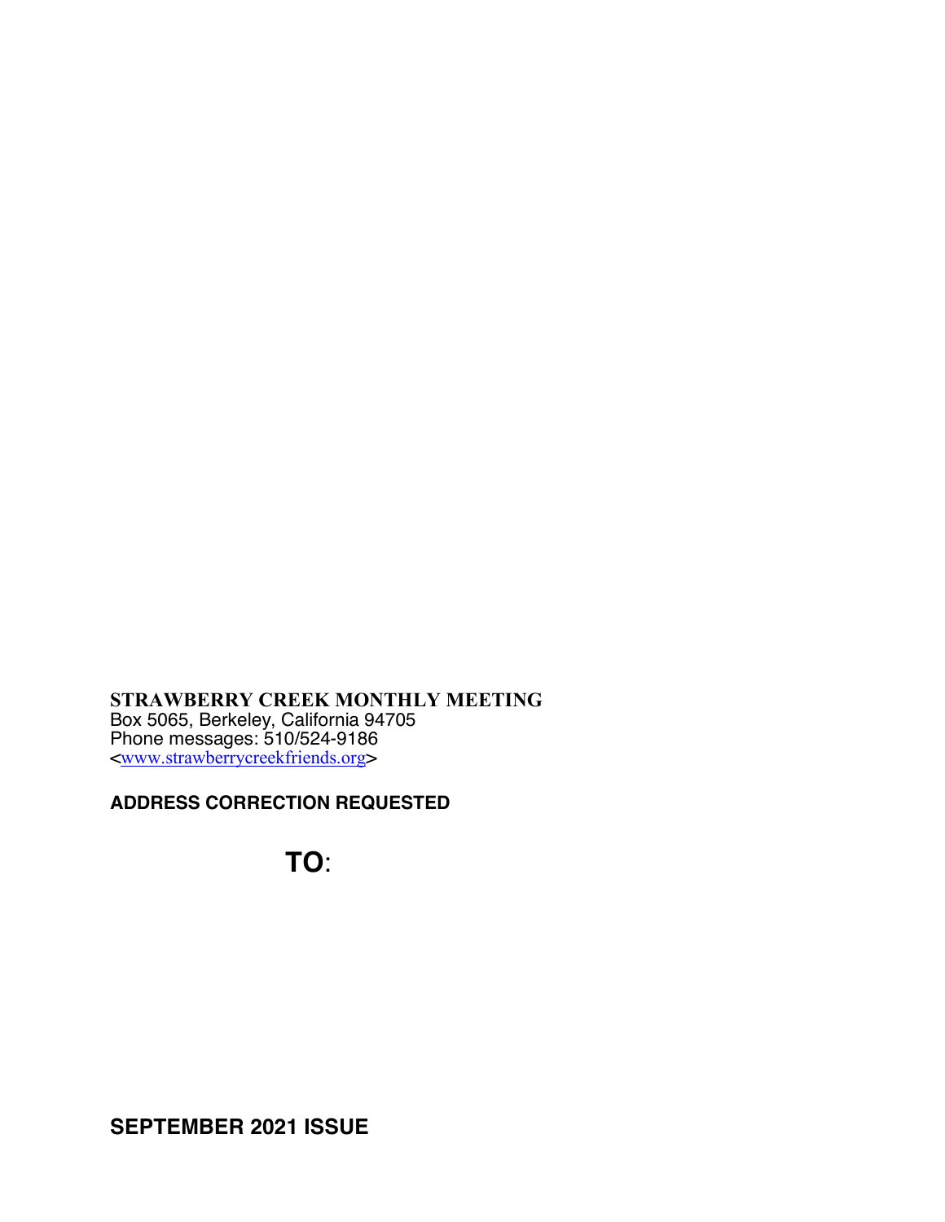**STRAWBERRY CREEK MONTHLY MEETING**
Box 5065, Berkeley, California 94705
Phone messages: 510/524-9186
<www.strawberrycreekfriends.org>

**ADDRESS CORRECTION REQUESTED**

**TO**:

**SEPTEMBER 2021 ISSUE**